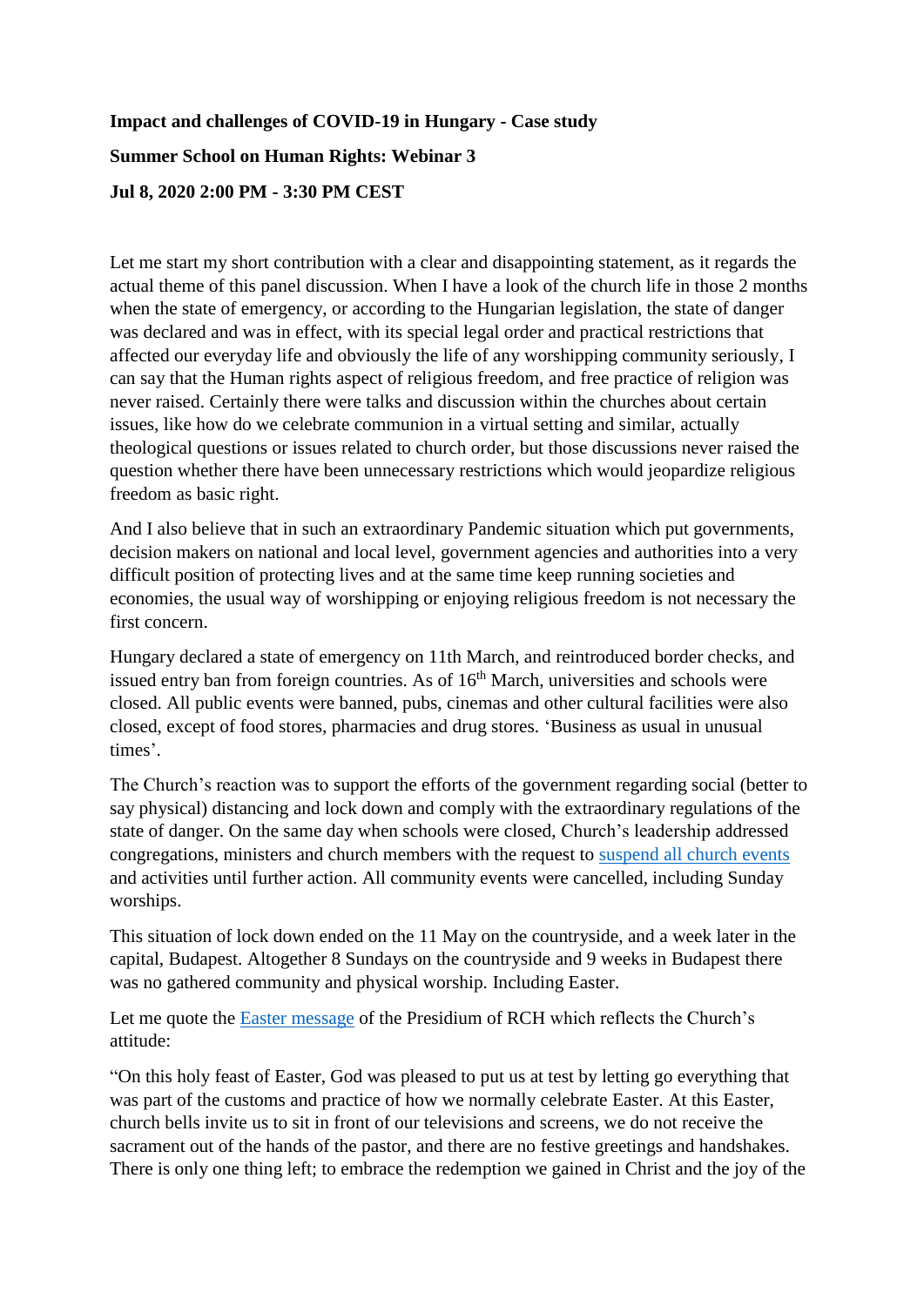**Impact and challenges of COVID-19 in Hungary - Case study**

**Summer School on Human Rights: Webinar 3**

**Jul 8, 2020 2:00 PM - 3:30 PM CEST**

Let me start my short contribution with a clear and disappointing statement, as it regards the actual theme of this panel discussion. When I have a look of the church life in those 2 months when the state of emergency, or according to the Hungarian legislation, the state of danger was declared and was in effect, with its special legal order and practical restrictions that affected our everyday life and obviously the life of any worshipping community seriously, I can say that the Human rights aspect of religious freedom, and free practice of religion was never raised. Certainly there were talks and discussion within the churches about certain issues, like how do we celebrate communion in a virtual setting and similar, actually theological questions or issues related to church order, but those discussions never raised the question whether there have been unnecessary restrictions which would jeopardize religious freedom as basic right.

And I also believe that in such an extraordinary Pandemic situation which put governments, decision makers on national and local level, government agencies and authorities into a very difficult position of protecting lives and at the same time keep running societies and economies, the usual way of worshipping or enjoying religious freedom is not necessary the first concern.

Hungary declared a state of emergency on 11th March, and reintroduced border checks, and issued entry ban from foreign countries. As of 16th March, universities and schools were closed. All public events were banned, pubs, cinemas and other cultural facilities were also closed, except of food stores, pharmacies and drug stores. 'Business as usual in unusual times'.

The Church's reaction was to support the efforts of the government regarding social (better to say physical) distancing and lock down and comply with the extraordinary regulations of the state of danger. On the same day when schools were closed, Church's leadership addressed congregations, ministers and church members with the request to suspend all church events and activities until further action. All community events were cancelled, including Sunday worships.

This situation of lock down ended on the 11 May on the countryside, and a week later in the capital, Budapest. Altogether 8 Sundays on the countryside and 9 weeks in Budapest there was no gathered community and physical worship. Including Easter.

Let me quote the Easter message of the Presidium of RCH which reflects the Church's attitude:

"On this holy feast of Easter, God was pleased to put us at test by letting go everything that was part of the customs and practice of how we normally celebrate Easter. At this Easter, church bells invite us to sit in front of our televisions and screens, we do not receive the sacrament out of the hands of the pastor, and there are no festive greetings and handshakes. There is only one thing left; to embrace the redemption we gained in Christ and the joy of the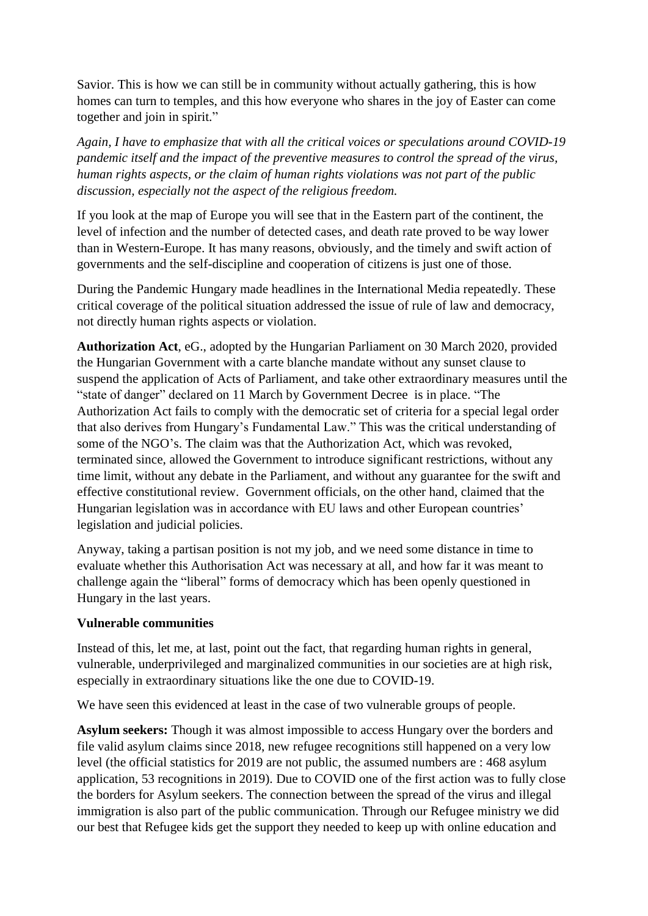Savior. This is how we can still be in community without actually gathering, this is how homes can turn to temples, and this how everyone who shares in the joy of Easter can come together and join in spirit."

*Again, I have to emphasize that with all the critical voices or speculations around COVID-19 pandemic itself and the impact of the preventive measures to control the spread of the virus, human rights aspects, or the claim of human rights violations was not part of the public discussion, especially not the aspect of the religious freedom.*

If you look at the map of Europe you will see that in the Eastern part of the continent, the level of infection and the number of detected cases, and death rate proved to be way lower than in Western-Europe. It has many reasons, obviously, and the timely and swift action of governments and the self-discipline and cooperation of citizens is just one of those.

During the Pandemic Hungary made headlines in the International Media repeatedly. These critical coverage of the political situation addressed the issue of rule of law and democracy, not directly human rights aspects or violation.

**Authorization Act**, eG., adopted by the Hungarian Parliament on 30 March 2020, provided the Hungarian Government with a carte blanche mandate without any sunset clause to suspend the application of Acts of Parliament, and take other extraordinary measures until the "state of danger" declared on 11 March by Government Decree is in place. "The Authorization Act fails to comply with the democratic set of criteria for a special legal order that also derives from Hungary's Fundamental Law." This was the critical understanding of some of the NGO's. The claim was that the Authorization Act, which was revoked, terminated since, allowed the Government to introduce significant restrictions, without any time limit, without any debate in the Parliament, and without any guarantee for the swift and effective constitutional review. Government officials, on the other hand, claimed that the Hungarian legislation was in accordance with EU laws and other European countries' legislation and judicial policies.

Anyway, taking a partisan position is not my job, and we need some distance in time to evaluate whether this Authorisation Act was necessary at all, and how far it was meant to challenge again the "liberal" forms of democracy which has been openly questioned in Hungary in the last years.

**Vulnerable communities**

Instead of this, let me, at last, point out the fact, that regarding human rights in general, vulnerable, underprivileged and marginalized communities in our societies are at high risk, especially in extraordinary situations like the one due to COVID-19.

We have seen this evidenced at least in the case of two vulnerable groups of people.

**Asylum seekers:** Though it was almost impossible to access Hungary over the borders and file valid asylum claims since 2018, new refugee recognitions still happened on a very low level (the official statistics for 2019 are not public, the assumed numbers are : 468 asylum application, 53 recognitions in 2019). Due to COVID one of the first action was to fully close the borders for Asylum seekers. The connection between the spread of the virus and illegal immigration is also part of the public communication. Through our Refugee ministry we did our best that Refugee kids get the support they needed to keep up with online education and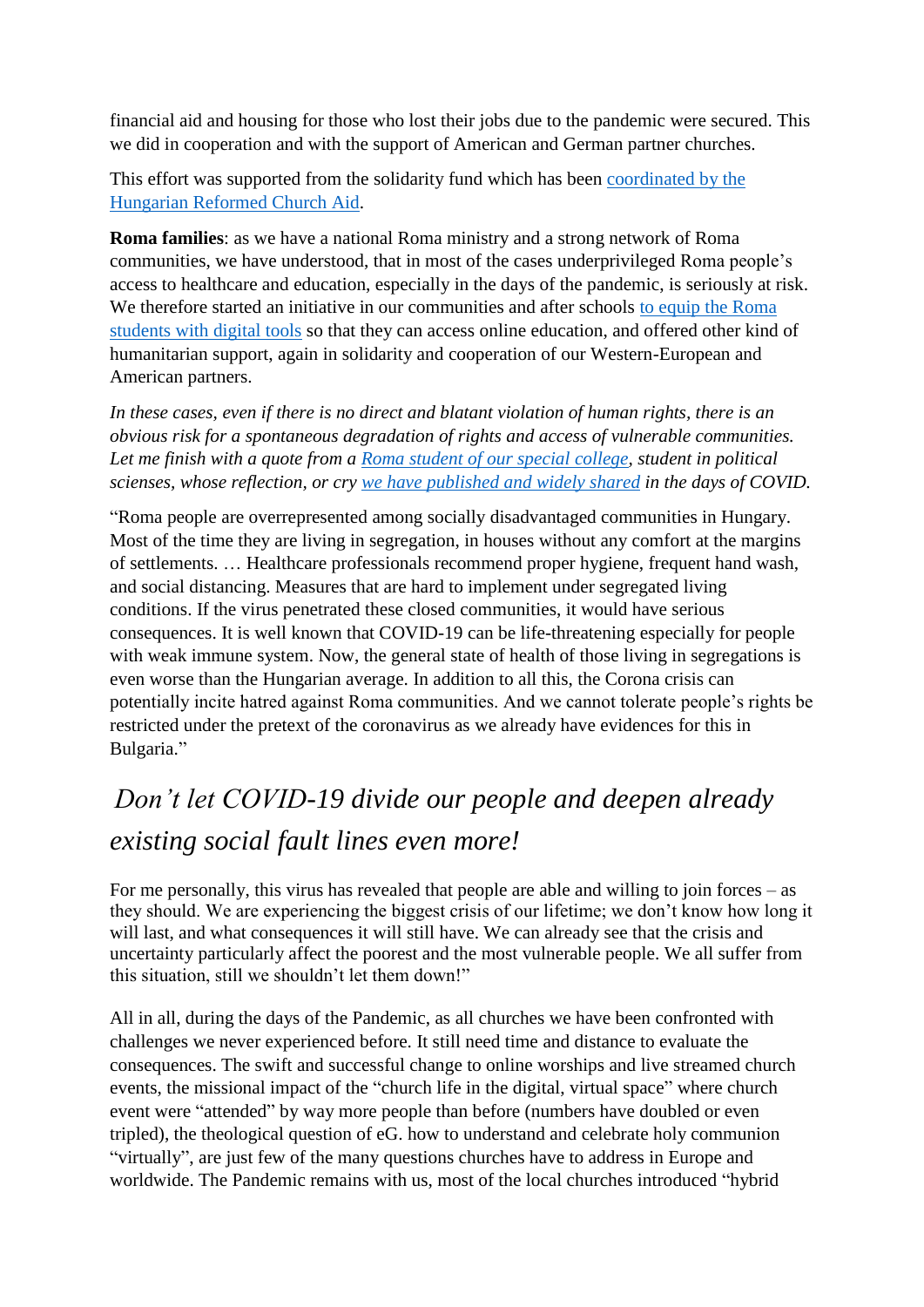financial aid and housing for those who lost their jobs due to the pandemic were secured. This we did in cooperation and with the support of American and German partner churches.

This effort was supported from the solidarity fund which has been coordinated by the Hungarian Reformed Church Aid.

**Roma families**: as we have a national Roma ministry and a strong network of Roma communities, we have understood, that in most of the cases underprivileged Roma people's access to healthcare and education, especially in the days of the pandemic, is seriously at risk. We therefore started an initiative in our communities and after schools to equip the Roma students with digital tools so that they can access online education, and offered other kind of humanitarian support, again in solidarity and cooperation of our Western-European and American partners.

*In these cases, even if there is no direct and blatant violation of human rights, there is an obvious risk for a spontaneous degradation of rights and access of vulnerable communities. Let me finish with a quote from a Roma student of our special college, student in political sciences, whose reflection, or cry we have published and widely shared in the days of COVID.*

"Roma people are overrepresented among socially disadvantaged communities in Hungary. Most of the time they are living in segregation, in houses without any comfort at the margins of settlements. … Healthcare professionals recommend proper hygiene, frequent hand wash, and social distancing. Measures that are hard to implement under segregated living conditions. If the virus penetrated these closed communities, it would have serious consequences. It is well known that COVID-19 can be life-threatening especially for people with weak immune system. Now, the general state of health of those living in segregations is even worse than the Hungarian average. In addition to all this, the Corona crisis can potentially incite hatred against Roma communities. And we cannot tolerate people's rights be restricted under the pretext of the coronavirus as we already have evidences for this in Bulgaria."

## *Don't let COVID-19 divide our people and deepen already existing social fault lines even more!*

For me personally, this virus has revealed that people are able and willing to join forces – as they should. We are experiencing the biggest crisis of our lifetime; we don't know how long it will last, and what consequences it will still have. We can already see that the crisis and uncertainty particularly affect the poorest and the most vulnerable people. We all suffer from this situation, still we shouldn't let them down!"

All in all, during the days of the Pandemic, as all churches we have been confronted with challenges we never experienced before. It still need time and distance to evaluate the consequences. The swift and successful change to online worships and live streamed church events, the missional impact of the "church life in the digital, virtual space" where church event were "attended" by way more people than before (numbers have doubled or even tripled), the theological question of eG. how to understand and celebrate holy communion "virtually", are just few of the many questions churches have to address in Europe and worldwide. The Pandemic remains with us, most of the local churches introduced "hybrid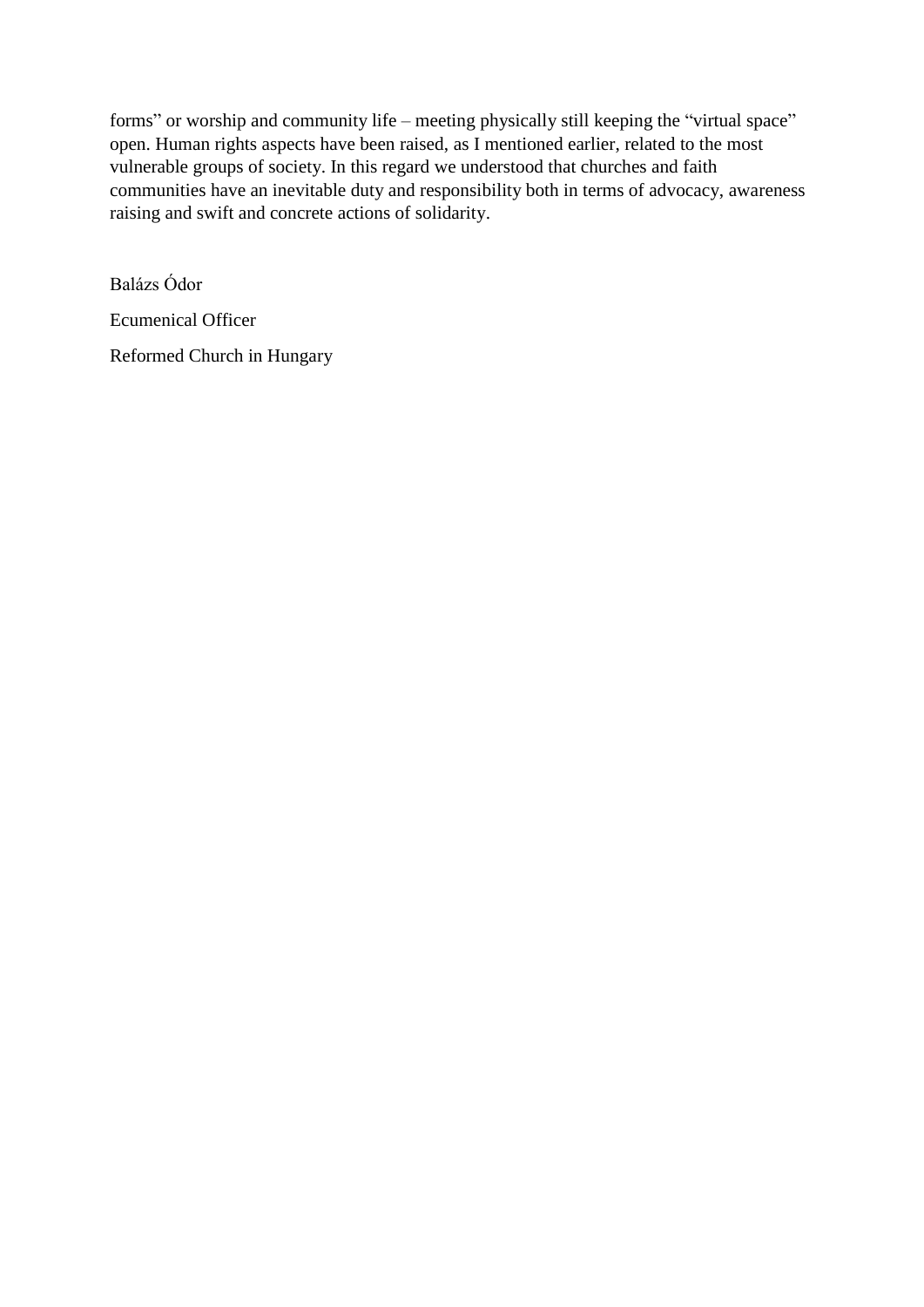forms" or worship and community life – meeting physically still keeping the "virtual space" open. Human rights aspects have been raised, as I mentioned earlier, related to the most vulnerable groups of society. In this regard we understood that churches and faith communities have an inevitable duty and responsibility both in terms of advocacy, awareness raising and swift and concrete actions of solidarity.

Balázs Ódor

Ecumenical Officer

Reformed Church in Hungary